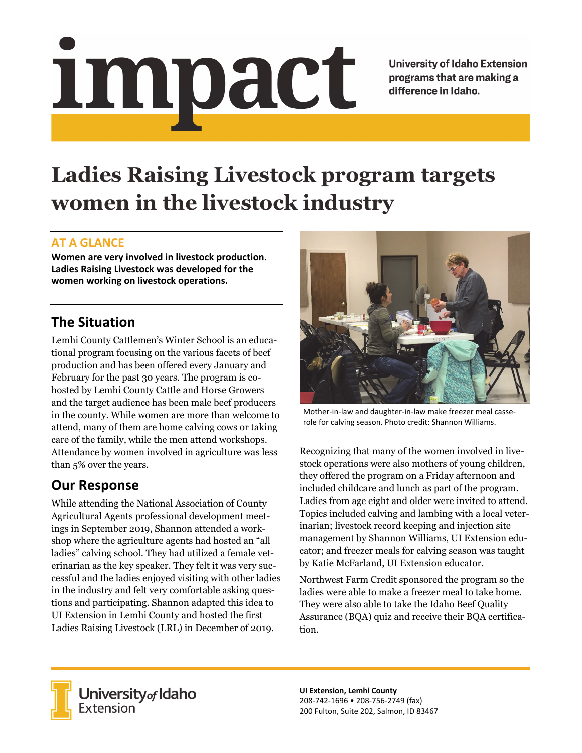# impact

**University of Idaho Extension programs that are making a difference in Idaho.**

# Ladies Raising Livestock program targets women in the livestock industry

### AT A GLANCE

**Women are very involved in livestock production. Ladies Raising Livestock was developed for the women working on livestock operations.**

## The Situation

Lemhi County Cattlemen's Winter School is an educational program focusing on the various facets of beef production and has been offered every January and February for the past 30 years. The program is co-hosted by Lemhi County Cattle and Horse Growers and the target audience has been male beef producers in the county. While women are more than welcome to attend, many of them are home calving cows or taking care of the family, while the men attend workshops. Attendance by women involved in agriculture was less than 5% over the years.

## Our Response

While attending the National Association of County Agricultural Agents professional development meetings in September 2019, Shannon attended a workshop where the agriculture agents had hosted an "all ladies" calving school. They had utilized a female veterinarian as the key speaker. They felt it was very successful and the ladies enjoyed visiting with other ladies in the industry and felt very comfortable asking questions and participating. Shannon adapted this idea to UI Extension in Lemhi County and hosted the first Ladies Raising Livestock (LRL) in December of 2019.

Mother-in-law and daughter-in-law make freezer meal casserole for calving season. Photo credit: Shannon Williams.

Recognizing that many of the women involved in livestock operations were also mothers of young children, they offered the program on a Friday afternoon and included childcare and lunch as part of the program. Ladies from age eight and older were invited to attend. Topics included calving and lambing with a local veterinarian; livestock record keeping and injection site management by Shannon Williams, UI Extension educator; and freezer meals for calving season was taught by Katie McFarland, UI Extension educator.

Northwest Farm Credit sponsored the program so the ladies were able to make a freezer meal to take home. They were also able to take the Idaho Beef Quality Assurance (BQA) quiz and receive their BQA certification.

University of Idaho Extension

**UI Extension, Lemhi County**
208-742-1696 • 208-756-2749 (fax)
200 Fulton, Suite 202, Salmon, ID 83467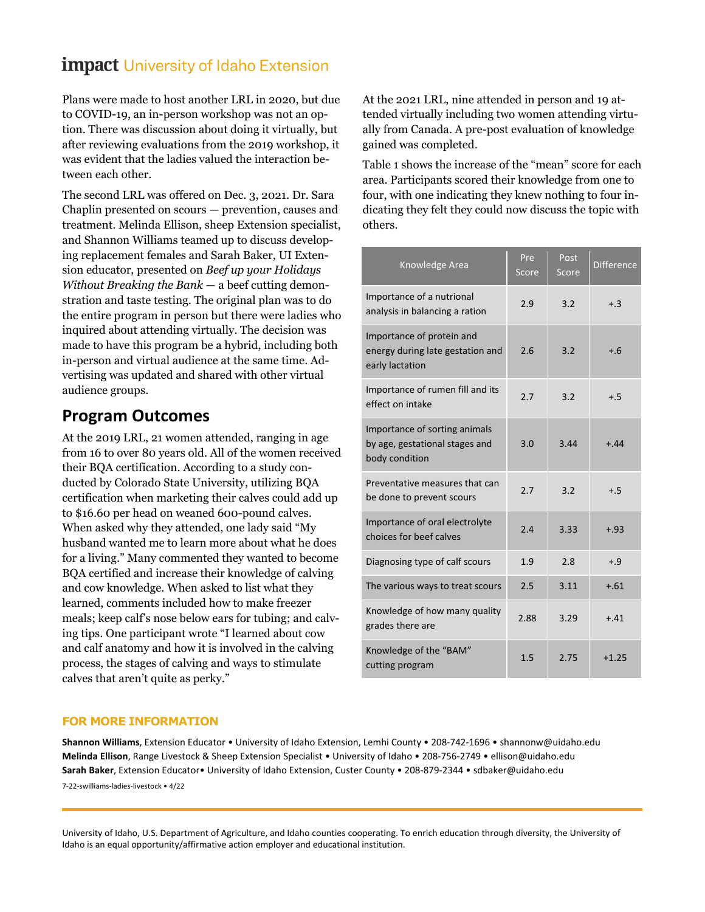Plans were made to host another LRL in 2020, but due to COVID-19, an in-person workshop was not an option. There was discussion about doing it virtually, but after reviewing evaluations from the 2019 workshop, it was evident that the ladies valued the interaction between each other.

The second LRL was offered on Dec. 3, 2021. Dr. Sara Chaplin presented on scours — prevention, causes and treatment. Melinda Ellison, sheep Extension specialist, and Shannon Williams teamed up to discuss developing replacement females and Sarah Baker, UI Extension educator, presented on *Beef up your Holidays Without Breaking the Bank* — a beef cutting demonstration and taste testing. The original plan was to do the entire program in person but there were ladies who inquired about attending virtually. The decision was made to have this program be a hybrid, including both in-person and virtual audience at the same time. Advertising was updated and shared with other virtual audience groups.

## Program Outcomes

At the 2019 LRL, 21 women attended, ranging in age from 16 to over 80 years old. All of the women received their BQA certification. According to a study conducted by Colorado State University, utilizing BQA certification when marketing their calves could add up to $16.60 per head on weaned 600-pound calves. When asked why they attended, one lady said "My husband wanted me to learn more about what he does for a living." Many commented they wanted to become BQA certified and increase their knowledge of calving and cow knowledge. When asked to list what they learned, comments included how to make freezer meals; keep calf's nose below ears for tubing; and calving tips. One participant wrote "I learned about cow and calf anatomy and how it is involved in the calving process, the stages of calving and ways to stimulate calves that aren't quite as perky."

At the 2021 LRL, nine attended in person and 19 attended virtually including two women attending virtually from Canada. A pre-post evaluation of knowledge gained was completed.

Table 1 shows the increase of the "mean" score for each area. Participants scored their knowledge from one to four, with one indicating they knew nothing to four indicating they felt they could now discuss the topic with others.

| Knowledge Area | Pre Score | Post Score | Difference |
|---|---|---|---|
| Importance of a nutrional analysis in balancing a ration | 2.9 | 3.2 | +.3 |
| Importance of protein and energy during late gestation and early lactation | 2.6 | 3.2 | +.6 |
| Importance of rumen fill and its effect on intake | 2.7 | 3.2 | +.5 |
| Importance of sorting animals by age, gestational stages and body condition | 3.0 | 3.44 | +.44 |
| Preventative measures that can be done to prevent scours | 2.7 | 3.2 | +.5 |
| Importance of oral electrolyte choices for beef calves | 2.4 | 3.33 | +.93 |
| Diagnosing type of calf scours | 1.9 | 2.8 | +.9 |
| The various ways to treat scours | 2.5 | 3.11 | +.61 |
| Knowledge of how many quality grades there are | 2.88 | 3.29 | +.41 |
| Knowledge of the "BAM" cutting program | 1.5 | 2.75 | +1.25 |

### FOR MORE INFORMATION

**Shannon Williams**, Extension Educator • University of Idaho Extension, Lemhi County • 208-742-1696 • shannonw@uidaho.edu
**Melinda Ellison**, Range Livestock & Sheep Extension Specialist • University of Idaho • 208-756-2749 • ellison@uidaho.edu
**Sarah Baker**, Extension Educator• University of Idaho Extension, Custer County • 208-879-2344 • sdbaker@uidaho.edu

7-22-swilliams-ladies-livestock • 4/22

University of Idaho, U.S. Department of Agriculture, and Idaho counties cooperating. To enrich education through diversity, the University of Idaho is an equal opportunity/affirmative action employer and educational institution.